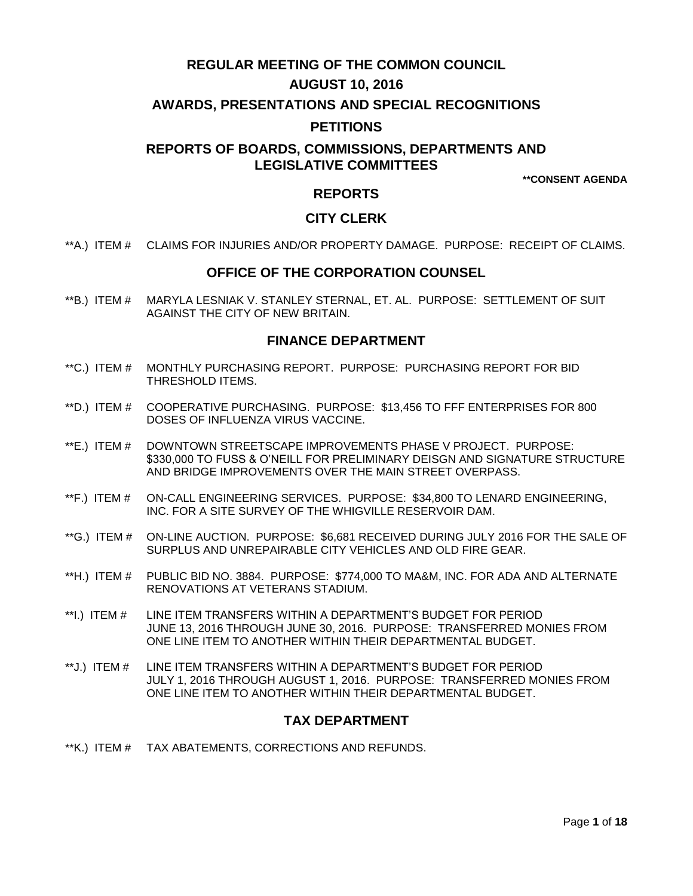# REGULAR MEETING OF THE COMMON COUNCIL

## AUGUST 10, 2016

## AWARDS, PRESENTATIONS AND SPECIAL RECOGNITIONS

## PETITIONS

## REPORTS OF BOARDS, COMMISSIONS, DEPARTMENTS AND LEGISLATIVE COMMITTEES

**\*\*CONSENT AGENDA**

## REPORTS

### CITY CLERK

**A.) ITEM # CLAIMS FOR INJURIES AND/OR PROPERTY DAMAGE. PURPOSE: RECEIPT OF CLAIMS.

### OFFICE OF THE CORPORATION COUNSEL

**B.) ITEM # MARYLA LESNIAK V. STANLEY STERNAL, ET. AL. PURPOSE: SETTLEMENT OF SUIT AGAINST THE CITY OF NEW BRITAIN.

### FINANCE DEPARTMENT

**C.) ITEM # MONTHLY PURCHASING REPORT. PURPOSE: PURCHASING REPORT FOR BID THRESHOLD ITEMS.

**D.) ITEM # COOPERATIVE PURCHASING. PURPOSE: $13,456 TO FFF ENTERPRISES FOR 800 DOSES OF INFLUENZA VIRUS VACCINE.

**E.) ITEM # DOWNTOWN STREETSCAPE IMPROVEMENTS PHASE V PROJECT. PURPOSE: $330,000 TO FUSS & O'NEILL FOR PRELIMINARY DEISGN AND SIGNATURE STRUCTURE AND BRIDGE IMPROVEMENTS OVER THE MAIN STREET OVERPASS.

**F.) ITEM # ON-CALL ENGINEERING SERVICES. PURPOSE: $34,800 TO LENARD ENGINEERING, INC. FOR A SITE SURVEY OF THE WHIGVILLE RESERVOIR DAM.

**G.) ITEM # ON-LINE AUCTION. PURPOSE: $6,681 RECEIVED DURING JULY 2016 FOR THE SALE OF SURPLUS AND UNREPAIRABLE CITY VEHICLES AND OLD FIRE GEAR.

**H.) ITEM # PUBLIC BID NO. 3884. PURPOSE: $774,000 TO MA&M, INC. FOR ADA AND ALTERNATE RENOVATIONS AT VETERANS STADIUM.

**I.) ITEM # LINE ITEM TRANSFERS WITHIN A DEPARTMENT'S BUDGET FOR PERIOD JUNE 13, 2016 THROUGH JUNE 30, 2016. PURPOSE: TRANSFERRED MONIES FROM ONE LINE ITEM TO ANOTHER WITHIN THEIR DEPARTMENTAL BUDGET.

**J.) ITEM # LINE ITEM TRANSFERS WITHIN A DEPARTMENT'S BUDGET FOR PERIOD JULY 1, 2016 THROUGH AUGUST 1, 2016. PURPOSE: TRANSFERRED MONIES FROM ONE LINE ITEM TO ANOTHER WITHIN THEIR DEPARTMENTAL BUDGET.

### TAX DEPARTMENT

**K.) ITEM # TAX ABATEMENTS, CORRECTIONS AND REFUNDS.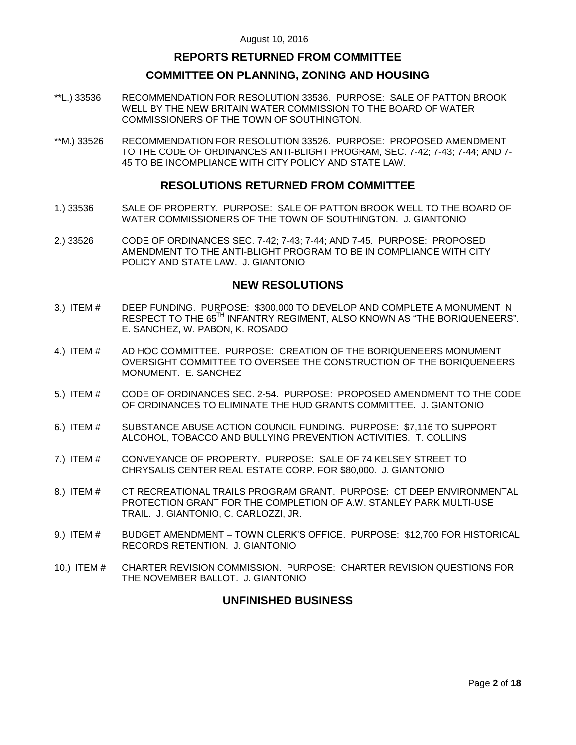August 10, 2016

## REPORTS RETURNED FROM COMMITTEE

## COMMITTEE ON PLANNING, ZONING AND HOUSING

**L.) 33536 RECOMMENDATION FOR RESOLUTION 33536. PURPOSE: SALE OF PATTON BROOK WELL BY THE NEW BRITAIN WATER COMMISSION TO THE BOARD OF WATER COMMISSIONERS OF THE TOWN OF SOUTHINGTON.

**M.) 33526 RECOMMENDATION FOR RESOLUTION 33526. PURPOSE: PROPOSED AMENDMENT TO THE CODE OF ORDINANCES ANTI-BLIGHT PROGRAM, SEC. 7-42; 7-43; 7-44; AND 7-45 TO BE INCOMPLIANCE WITH CITY POLICY AND STATE LAW.

## RESOLUTIONS RETURNED FROM COMMITTEE

1.) 33536 SALE OF PROPERTY. PURPOSE: SALE OF PATTON BROOK WELL TO THE BOARD OF WATER COMMISSIONERS OF THE TOWN OF SOUTHINGTON. J. GIANTONIO

2.) 33526 CODE OF ORDINANCES SEC. 7-42; 7-43; 7-44; AND 7-45. PURPOSE: PROPOSED AMENDMENT TO THE ANTI-BLIGHT PROGRAM TO BE IN COMPLIANCE WITH CITY POLICY AND STATE LAW. J. GIANTONIO

## NEW RESOLUTIONS

3.) ITEM # DEEP FUNDING. PURPOSE: $300,000 TO DEVELOP AND COMPLETE A MONUMENT IN RESPECT TO THE 65TH INFANTRY REGIMENT, ALSO KNOWN AS "THE BORIQUENEERS". E. SANCHEZ, W. PABON, K. ROSADO

4.) ITEM # AD HOC COMMITTEE. PURPOSE: CREATION OF THE BORIQUENEERS MONUMENT OVERSIGHT COMMITTEE TO OVERSEE THE CONSTRUCTION OF THE BORIQUENEERS MONUMENT. E. SANCHEZ

5.) ITEM # CODE OF ORDINANCES SEC. 2-54. PURPOSE: PROPOSED AMENDMENT TO THE CODE OF ORDINANCES TO ELIMINATE THE HUD GRANTS COMMITTEE. J. GIANTONIO

6.) ITEM # SUBSTANCE ABUSE ACTION COUNCIL FUNDING. PURPOSE: $7,116 TO SUPPORT ALCOHOL, TOBACCO AND BULLYING PREVENTION ACTIVITIES. T. COLLINS

7.) ITEM # CONVEYANCE OF PROPERTY. PURPOSE: SALE OF 74 KELSEY STREET TO CHRYSALIS CENTER REAL ESTATE CORP. FOR $80,000. J. GIANTONIO

8.) ITEM # CT RECREATIONAL TRAILS PROGRAM GRANT. PURPOSE: CT DEEP ENVIRONMENTAL PROTECTION GRANT FOR THE COMPLETION OF A.W. STANLEY PARK MULTI-USE TRAIL. J. GIANTONIO, C. CARLOZZI, JR.

9.) ITEM # BUDGET AMENDMENT – TOWN CLERK'S OFFICE. PURPOSE: $12,700 FOR HISTORICAL RECORDS RETENTION. J. GIANTONIO

10.) ITEM # CHARTER REVISION COMMISSION. PURPOSE: CHARTER REVISION QUESTIONS FOR THE NOVEMBER BALLOT. J. GIANTONIO

## UNFINISHED BUSINESS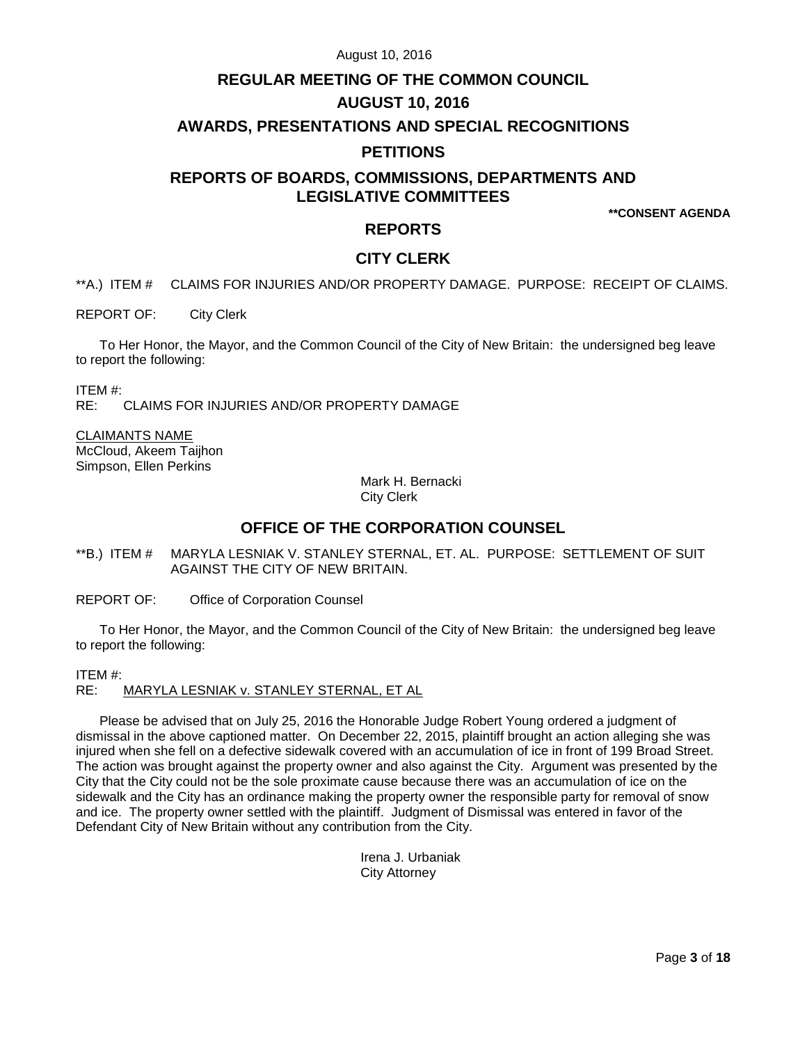# REGULAR MEETING OF THE COMMON COUNCIL

# AUGUST 10, 2016

## AWARDS, PRESENTATIONS AND SPECIAL RECOGNITIONS

## PETITIONS

## REPORTS OF BOARDS, COMMISSIONS, DEPARTMENTS AND LEGISLATIVE COMMITTEES

**\*\*CONSENT AGENDA**

## REPORTS

## CITY CLERK

**A.) ITEM # CLAIMS FOR INJURIES AND/OR PROPERTY DAMAGE. PURPOSE: RECEIPT OF CLAIMS.

REPORT OF: City Clerk

To Her Honor, the Mayor, and the Common Council of the City of New Britain: the undersigned beg leave to report the following:

ITEM #:
RE: CLAIMS FOR INJURIES AND/OR PROPERTY DAMAGE

<u>CLAIMANTS NAME</u>
McCloud, Akeem Taijhon
Simpson, Ellen Perkins

Mark H. Bernacki
City Clerk

## OFFICE OF THE CORPORATION COUNSEL

**B.) ITEM # MARYLA LESNIAK V. STANLEY STERNAL, ET. AL. PURPOSE: SETTLEMENT OF SUIT AGAINST THE CITY OF NEW BRITAIN.

REPORT OF: Office of Corporation Counsel

To Her Honor, the Mayor, and the Common Council of the City of New Britain: the undersigned beg leave to report the following:

ITEM #:
RE: <u>MARYLA LESNIAK v. STANLEY STERNAL, ET AL</u>

Please be advised that on July 25, 2016 the Honorable Judge Robert Young ordered a judgment of dismissal in the above captioned matter. On December 22, 2015, plaintiff brought an action alleging she was injured when she fell on a defective sidewalk covered with an accumulation of ice in front of 199 Broad Street. The action was brought against the property owner and also against the City. Argument was presented by the City that the City could not be the sole proximate cause because there was an accumulation of ice on the sidewalk and the City has an ordinance making the property owner the responsible party for removal of snow and ice. The property owner settled with the plaintiff. Judgment of Dismissal was entered in favor of the Defendant City of New Britain without any contribution from the City.

Irena J. Urbaniak
City Attorney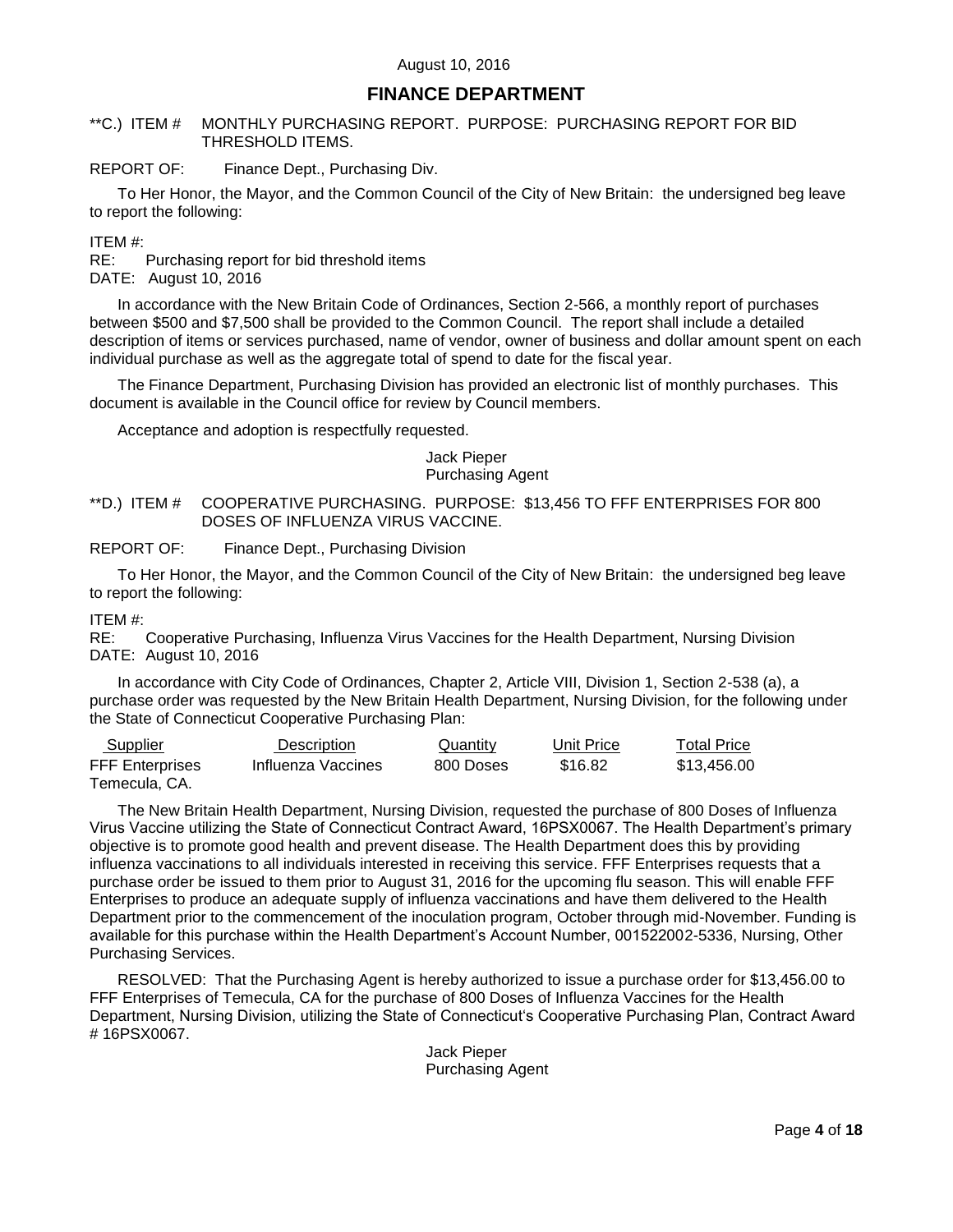August 10, 2016

## FINANCE DEPARTMENT

**C.) ITEM # MONTHLY PURCHASING REPORT. PURPOSE: PURCHASING REPORT FOR BID THRESHOLD ITEMS.

REPORT OF: Finance Dept., Purchasing Div.

To Her Honor, the Mayor, and the Common Council of the City of New Britain: the undersigned beg leave to report the following:

ITEM #:
RE: Purchasing report for bid threshold items
DATE: August 10, 2016

In accordance with the New Britain Code of Ordinances, Section 2-566, a monthly report of purchases between $500 and $7,500 shall be provided to the Common Council. The report shall include a detailed description of items or services purchased, name of vendor, owner of business and dollar amount spent on each individual purchase as well as the aggregate total of spend to date for the fiscal year.

The Finance Department, Purchasing Division has provided an electronic list of monthly purchases. This document is available in the Council office for review by Council members.

Acceptance and adoption is respectfully requested.

Jack Pieper
Purchasing Agent

**D.) ITEM # COOPERATIVE PURCHASING. PURPOSE: $13,456 TO FFF ENTERPRISES FOR 800 DOSES OF INFLUENZA VIRUS VACCINE.

REPORT OF: Finance Dept., Purchasing Division

To Her Honor, the Mayor, and the Common Council of the City of New Britain: the undersigned beg leave to report the following:

ITEM #:
RE: Cooperative Purchasing, Influenza Virus Vaccines for the Health Department, Nursing Division
DATE: August 10, 2016

In accordance with City Code of Ordinances, Chapter 2, Article VIII, Division 1, Section 2-538 (a), a purchase order was requested by the New Britain Health Department, Nursing Division, for the following under the State of Connecticut Cooperative Purchasing Plan:

| Supplier | Description | Quantity | Unit Price | Total Price |
|---|---|---|---|---|
| FFF Enterprises Temecula, CA. | Influenza Vaccines | 800 Doses | $16.82 | $13,456.00 |

The New Britain Health Department, Nursing Division, requested the purchase of 800 Doses of Influenza Virus Vaccine utilizing the State of Connecticut Contract Award, 16PSX0067. The Health Department's primary objective is to promote good health and prevent disease. The Health Department does this by providing influenza vaccinations to all individuals interested in receiving this service. FFF Enterprises requests that a purchase order be issued to them prior to August 31, 2016 for the upcoming flu season. This will enable FFF Enterprises to produce an adequate supply of influenza vaccinations and have them delivered to the Health Department prior to the commencement of the inoculation program, October through mid-November. Funding is available for this purchase within the Health Department's Account Number, 001522002-5336, Nursing, Other Purchasing Services.

RESOLVED: That the Purchasing Agent is hereby authorized to issue a purchase order for $13,456.00 to FFF Enterprises of Temecula, CA for the purchase of 800 Doses of Influenza Vaccines for the Health Department, Nursing Division, utilizing the State of Connecticut's Cooperative Purchasing Plan, Contract Award # 16PSX0067.

Jack Pieper
Purchasing Agent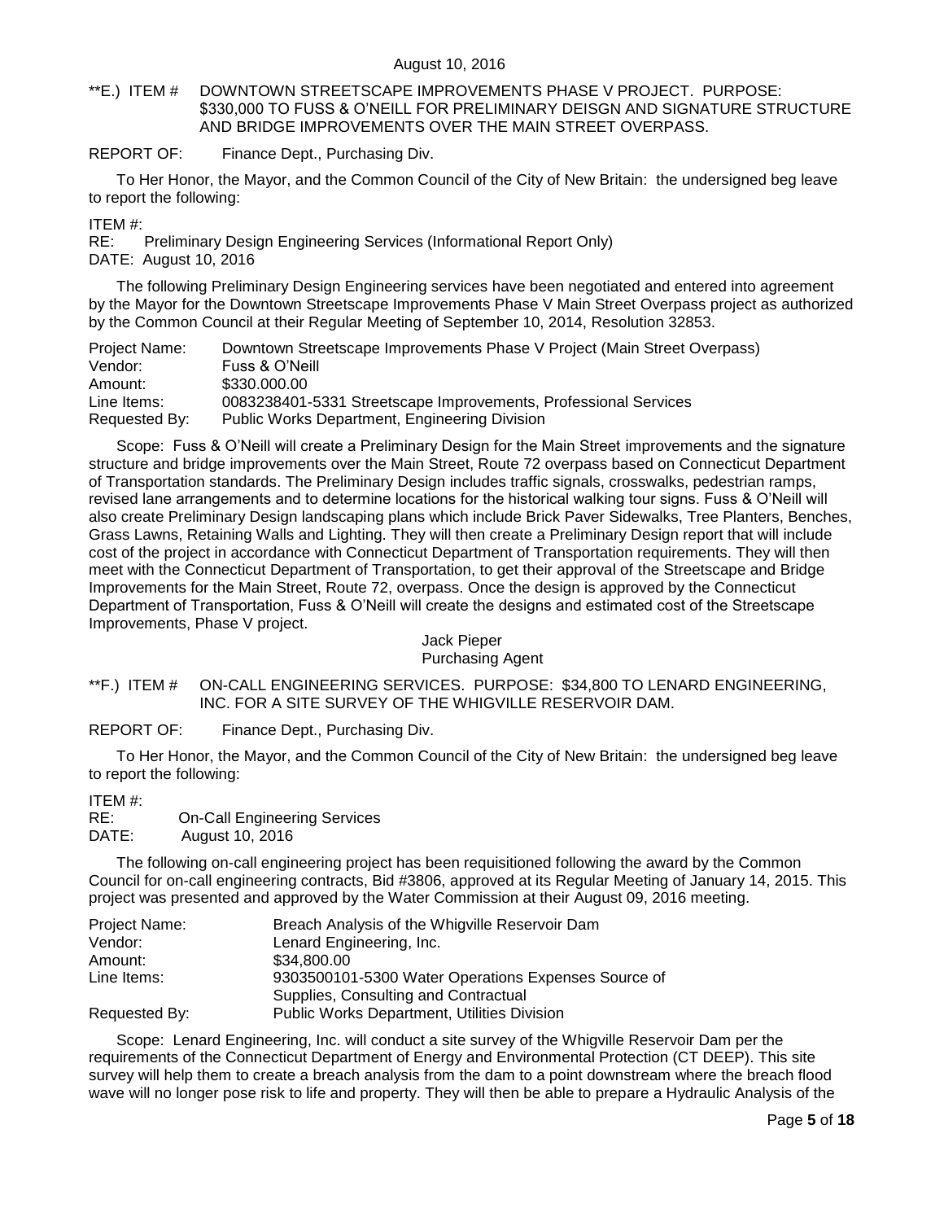August 10, 2016

**E.) ITEM # DOWNTOWN STREETSCAPE IMPROVEMENTS PHASE V PROJECT. PURPOSE: $330,000 TO FUSS & O'NEILL FOR PRELIMINARY DEISGN AND SIGNATURE STRUCTURE AND BRIDGE IMPROVEMENTS OVER THE MAIN STREET OVERPASS.

REPORT OF: Finance Dept., Purchasing Div.

To Her Honor, the Mayor, and the Common Council of the City of New Britain: the undersigned beg leave to report the following:

ITEM #:
RE: Preliminary Design Engineering Services (Informational Report Only)
DATE: August 10, 2016

The following Preliminary Design Engineering services have been negotiated and entered into agreement by the Mayor for the Downtown Streetscape Improvements Phase V Main Street Overpass project as authorized by the Common Council at their Regular Meeting of September 10, 2014, Resolution 32853.

| | |
|---|---|
| Project Name: | Downtown Streetscape Improvements Phase V Project (Main Street Overpass) |
| Vendor: | Fuss & O'Neill |
| Amount: | $330.000.00 |
| Line Items: | 0083238401-5331 Streetscape Improvements, Professional Services |
| Requested By: | Public Works Department, Engineering Division |

Scope: Fuss & O'Neill will create a Preliminary Design for the Main Street improvements and the signature structure and bridge improvements over the Main Street, Route 72 overpass based on Connecticut Department of Transportation standards. The Preliminary Design includes traffic signals, crosswalks, pedestrian ramps, revised lane arrangements and to determine locations for the historical walking tour signs. Fuss & O'Neill will also create Preliminary Design landscaping plans which include Brick Paver Sidewalks, Tree Planters, Benches, Grass Lawns, Retaining Walls and Lighting. They will then create a Preliminary Design report that will include cost of the project in accordance with Connecticut Department of Transportation requirements. They will then meet with the Connecticut Department of Transportation, to get their approval of the Streetscape and Bridge Improvements for the Main Street, Route 72, overpass. Once the design is approved by the Connecticut Department of Transportation, Fuss & O'Neill will create the designs and estimated cost of the Streetscape Improvements, Phase V project.

Jack Pieper
Purchasing Agent

**F.) ITEM # ON-CALL ENGINEERING SERVICES. PURPOSE: $34,800 TO LENARD ENGINEERING, INC. FOR A SITE SURVEY OF THE WHIGVILLE RESERVOIR DAM.

REPORT OF: Finance Dept., Purchasing Div.

To Her Honor, the Mayor, and the Common Council of the City of New Britain: the undersigned beg leave to report the following:

ITEM #:
RE: On-Call Engineering Services
DATE: August 10, 2016

The following on-call engineering project has been requisitioned following the award by the Common Council for on-call engineering contracts, Bid #3806, approved at its Regular Meeting of January 14, 2015. This project was presented and approved by the Water Commission at their August 09, 2016 meeting.

| | |
|---|---|
| Project Name: | Breach Analysis of the Whigville Reservoir Dam |
| Vendor: | Lenard Engineering, Inc. |
| Amount: | $34,800.00 |
| Line Items: | 9303500101-5300 Water Operations Expenses Source of Supplies, Consulting and Contractual |
| Requested By: | Public Works Department, Utilities Division |

Scope: Lenard Engineering, Inc. will conduct a site survey of the Whigville Reservoir Dam per the requirements of the Connecticut Department of Energy and Environmental Protection (CT DEEP). This site survey will help them to create a breach analysis from the dam to a point downstream where the breach flood wave will no longer pose risk to life and property. They will then be able to prepare a Hydraulic Analysis of the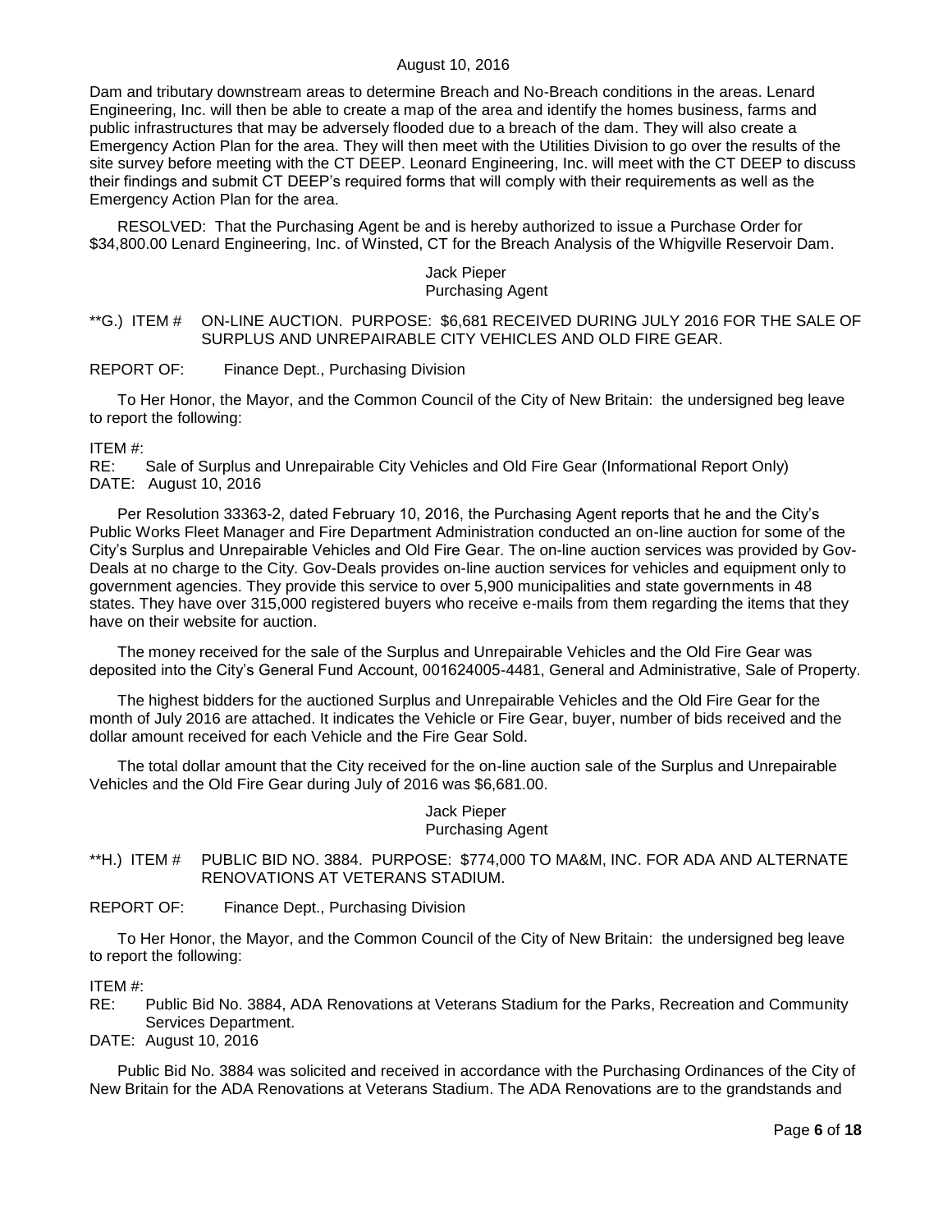Dam and tributary downstream areas to determine Breach and No-Breach conditions in the areas. Lenard Engineering, Inc. will then be able to create a map of the area and identify the homes business, farms and public infrastructures that may be adversely flooded due to a breach of the dam. They will also create a Emergency Action Plan for the area. They will then meet with the Utilities Division to go over the results of the site survey before meeting with the CT DEEP. Leonard Engineering, Inc. will meet with the CT DEEP to discuss their findings and submit CT DEEP's required forms that will comply with their requirements as well as the Emergency Action Plan for the area.

RESOLVED: That the Purchasing Agent be and is hereby authorized to issue a Purchase Order for $34,800.00 Lenard Engineering, Inc. of Winsted, CT for the Breach Analysis of the Whigville Reservoir Dam.

Jack Pieper
Purchasing Agent

**G.) ITEM # ON-LINE AUCTION. PURPOSE: $6,681 RECEIVED DURING JULY 2016 FOR THE SALE OF SURPLUS AND UNREPAIRABLE CITY VEHICLES AND OLD FIRE GEAR.

REPORT OF: Finance Dept., Purchasing Division

To Her Honor, the Mayor, and the Common Council of the City of New Britain: the undersigned beg leave to report the following:

ITEM #:
RE: Sale of Surplus and Unrepairable City Vehicles and Old Fire Gear (Informational Report Only)
DATE: August 10, 2016

Per Resolution 33363-2, dated February 10, 2016, the Purchasing Agent reports that he and the City's Public Works Fleet Manager and Fire Department Administration conducted an on-line auction for some of the City's Surplus and Unrepairable Vehicles and Old Fire Gear. The on-line auction services was provided by Gov-Deals at no charge to the City. Gov-Deals provides on-line auction services for vehicles and equipment only to government agencies. They provide this service to over 5,900 municipalities and state governments in 48 states. They have over 315,000 registered buyers who receive e-mails from them regarding the items that they have on their website for auction.

The money received for the sale of the Surplus and Unrepairable Vehicles and the Old Fire Gear was deposited into the City's General Fund Account, 001624005-4481, General and Administrative, Sale of Property.

The highest bidders for the auctioned Surplus and Unrepairable Vehicles and the Old Fire Gear for the month of July 2016 are attached. It indicates the Vehicle or Fire Gear, buyer, number of bids received and the dollar amount received for each Vehicle and the Fire Gear Sold.

The total dollar amount that the City received for the on-line auction sale of the Surplus and Unrepairable Vehicles and the Old Fire Gear during July of 2016 was $6,681.00.

Jack Pieper
Purchasing Agent

**H.) ITEM # PUBLIC BID NO. 3884. PURPOSE: $774,000 TO MA&M, INC. FOR ADA AND ALTERNATE RENOVATIONS AT VETERANS STADIUM.

REPORT OF: Finance Dept., Purchasing Division

To Her Honor, the Mayor, and the Common Council of the City of New Britain: the undersigned beg leave to report the following:

ITEM #:
RE: Public Bid No. 3884, ADA Renovations at Veterans Stadium for the Parks, Recreation and Community Services Department.
DATE: August 10, 2016

Public Bid No. 3884 was solicited and received in accordance with the Purchasing Ordinances of the City of New Britain for the ADA Renovations at Veterans Stadium. The ADA Renovations are to the grandstands and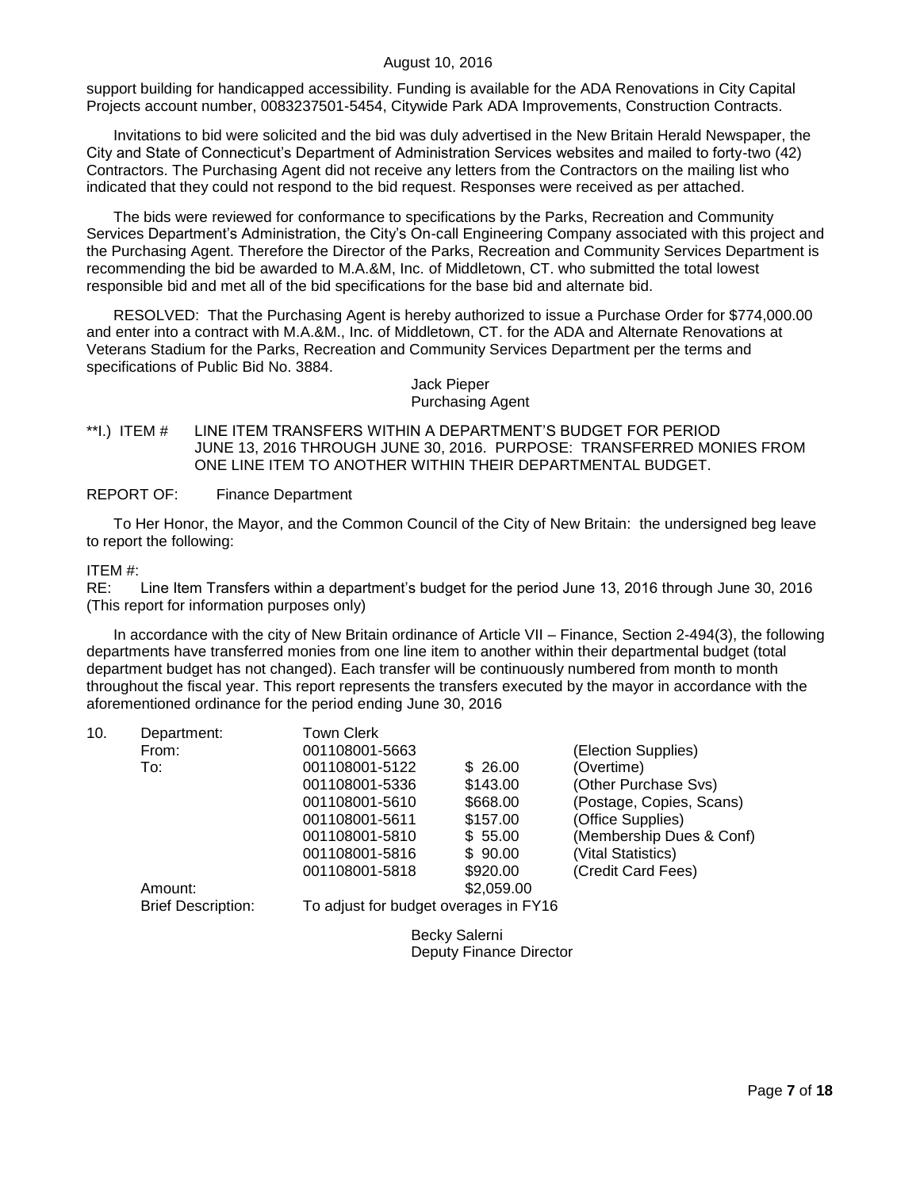support building for handicapped accessibility. Funding is available for the ADA Renovations in City Capital Projects account number, 0083237501-5454, Citywide Park ADA Improvements, Construction Contracts.

Invitations to bid were solicited and the bid was duly advertised in the New Britain Herald Newspaper, the City and State of Connecticut's Department of Administration Services websites and mailed to forty-two (42) Contractors. The Purchasing Agent did not receive any letters from the Contractors on the mailing list who indicated that they could not respond to the bid request. Responses were received as per attached.

The bids were reviewed for conformance to specifications by the Parks, Recreation and Community Services Department's Administration, the City's On-call Engineering Company associated with this project and the Purchasing Agent. Therefore the Director of the Parks, Recreation and Community Services Department is recommending the bid be awarded to M.A.&M, Inc. of Middletown, CT. who submitted the total lowest responsible bid and met all of the bid specifications for the base bid and alternate bid.

RESOLVED: That the Purchasing Agent is hereby authorized to issue a Purchase Order for $774,000.00 and enter into a contract with M.A.&M., Inc. of Middletown, CT. for the ADA and Alternate Renovations at Veterans Stadium for the Parks, Recreation and Community Services Department per the terms and specifications of Public Bid No. 3884.

Jack Pieper
Purchasing Agent

**I.) ITEM # LINE ITEM TRANSFERS WITHIN A DEPARTMENT'S BUDGET FOR PERIOD JUNE 13, 2016 THROUGH JUNE 30, 2016. PURPOSE: TRANSFERRED MONIES FROM ONE LINE ITEM TO ANOTHER WITHIN THEIR DEPARTMENTAL BUDGET.

REPORT OF: Finance Department

To Her Honor, the Mayor, and the Common Council of the City of New Britain: the undersigned beg leave to report the following:

ITEM #:
RE: Line Item Transfers within a department's budget for the period June 13, 2016 through June 30, 2016 (This report for information purposes only)

In accordance with the city of New Britain ordinance of Article VII – Finance, Section 2-494(3), the following departments have transferred monies from one line item to another within their departmental budget (total department budget has not changed). Each transfer will be continuously numbered from month to month throughout the fiscal year. This report represents the transfers executed by the mayor in accordance with the aforementioned ordinance for the period ending June 30, 2016

| 10. | Department: | Town Clerk | | |
|---|---|---|---|---|
| | From: | 001108001-5663 | | (Election Supplies) |
| | To: | 001108001-5122 | $ 26.00 | (Overtime) |
| | | 001108001-5336 | $143.00 | (Other Purchase Svs) |
| | | 001108001-5610 | $668.00 | (Postage, Copies, Scans) |
| | | 001108001-5611 | $157.00 | (Office Supplies) |
| | | 001108001-5810 | $ 55.00 | (Membership Dues & Conf) |
| | | 001108001-5816 | $ 90.00 | (Vital Statistics) |
| | | 001108001-5818 | $920.00 | (Credit Card Fees) |
| | Amount: | | $2,059.00 | |
| | Brief Description: | To adjust for budget overages in FY16 | | |

Becky Salerni
Deputy Finance Director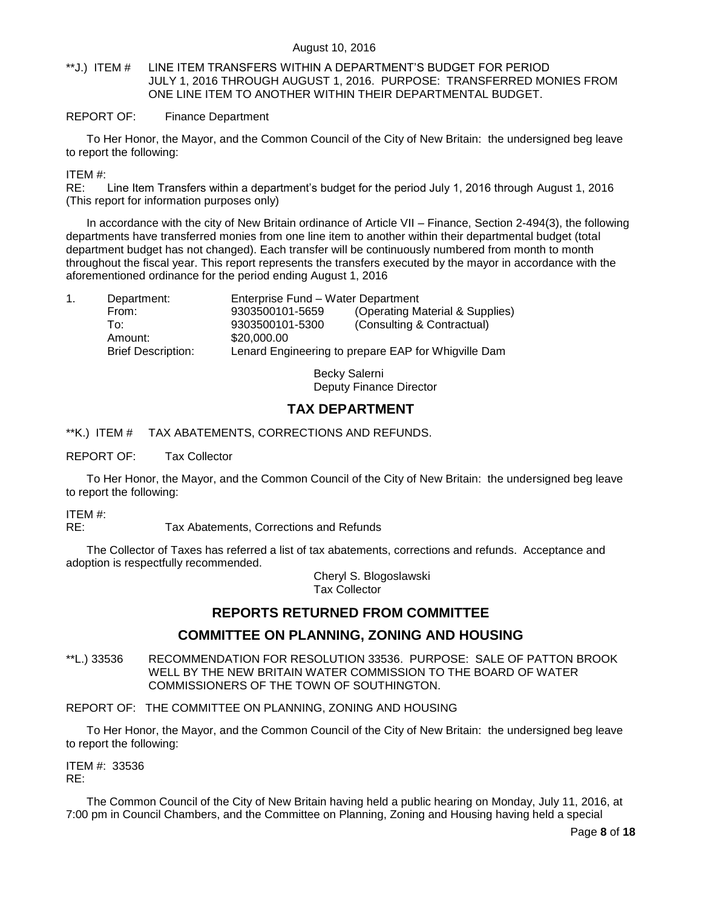August 10, 2016

**J.) ITEM # LINE ITEM TRANSFERS WITHIN A DEPARTMENT'S BUDGET FOR PERIOD JULY 1, 2016 THROUGH AUGUST 1, 2016. PURPOSE: TRANSFERRED MONIES FROM ONE LINE ITEM TO ANOTHER WITHIN THEIR DEPARTMENTAL BUDGET.

REPORT OF: Finance Department

To Her Honor, the Mayor, and the Common Council of the City of New Britain: the undersigned beg leave to report the following:

ITEM #:
RE: Line Item Transfers within a department's budget for the period July 1, 2016 through August 1, 2016 (This report for information purposes only)

In accordance with the city of New Britain ordinance of Article VII – Finance, Section 2-494(3), the following departments have transferred monies from one line item to another within their departmental budget (total department budget has not changed). Each transfer will be continuously numbered from month to month throughout the fiscal year. This report represents the transfers executed by the mayor in accordance with the aforementioned ordinance for the period ending August 1, 2016

1. Department: Enterprise Fund – Water Department
   From: 9303500101-5659 (Operating Material & Supplies)
   To: 9303500101-5300 (Consulting & Contractual)
   Amount: $20,000.00
   Brief Description: Lenard Engineering to prepare EAP for Whigville Dam

Becky Salerni
Deputy Finance Director

## TAX DEPARTMENT

**K.) ITEM # TAX ABATEMENTS, CORRECTIONS AND REFUNDS.

REPORT OF: Tax Collector

To Her Honor, the Mayor, and the Common Council of the City of New Britain: the undersigned beg leave to report the following:

ITEM #:
RE: Tax Abatements, Corrections and Refunds

The Collector of Taxes has referred a list of tax abatements, corrections and refunds. Acceptance and adoption is respectfully recommended.

Cheryl S. Blogoslawski
Tax Collector

## REPORTS RETURNED FROM COMMITTEE

## COMMITTEE ON PLANNING, ZONING AND HOUSING

**L.) 33536 RECOMMENDATION FOR RESOLUTION 33536. PURPOSE: SALE OF PATTON BROOK WELL BY THE NEW BRITAIN WATER COMMISSION TO THE BOARD OF WATER COMMISSIONERS OF THE TOWN OF SOUTHINGTON.

REPORT OF: THE COMMITTEE ON PLANNING, ZONING AND HOUSING

To Her Honor, the Mayor, and the Common Council of the City of New Britain: the undersigned beg leave to report the following:

ITEM #: 33536
RE:

The Common Council of the City of New Britain having held a public hearing on Monday, July 11, 2016, at 7:00 pm in Council Chambers, and the Committee on Planning, Zoning and Housing having held a special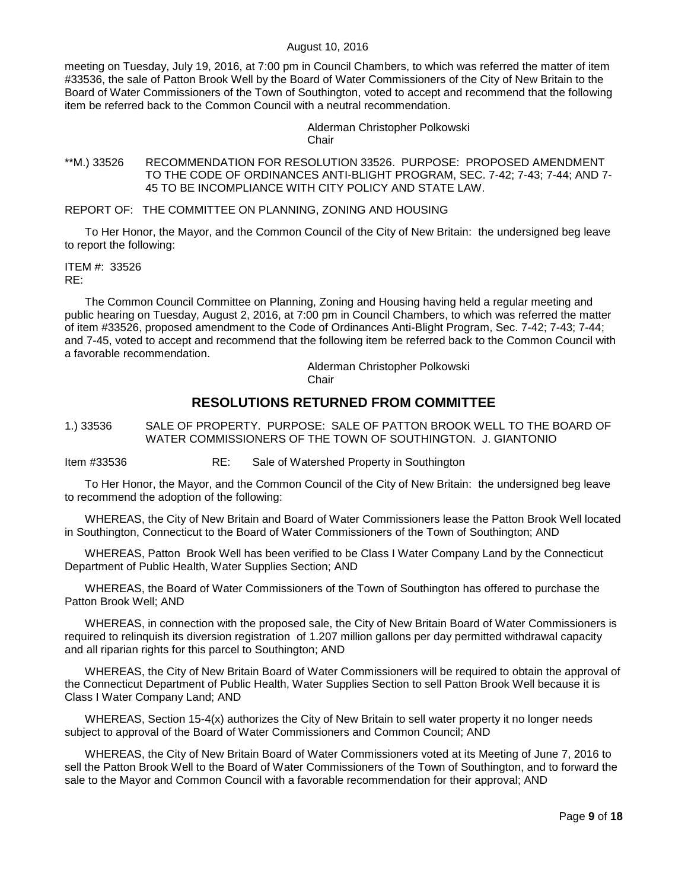meeting on Tuesday, July 19, 2016, at 7:00 pm in Council Chambers, to which was referred the matter of item #33536, the sale of Patton Brook Well by the Board of Water Commissioners of the City of New Britain to the Board of Water Commissioners of the Town of Southington, voted to accept and recommend that the following item be referred back to the Common Council with a neutral recommendation.

Alderman Christopher Polkowski
Chair

**M.) 33526 RECOMMENDATION FOR RESOLUTION 33526. PURPOSE: PROPOSED AMENDMENT TO THE CODE OF ORDINANCES ANTI-BLIGHT PROGRAM, SEC. 7-42; 7-43; 7-44; AND 7-45 TO BE INCOMPLIANCE WITH CITY POLICY AND STATE LAW.

REPORT OF: THE COMMITTEE ON PLANNING, ZONING AND HOUSING

To Her Honor, the Mayor, and the Common Council of the City of New Britain: the undersigned beg leave to report the following:

ITEM #: 33526
RE:

The Common Council Committee on Planning, Zoning and Housing having held a regular meeting and public hearing on Tuesday, August 2, 2016, at 7:00 pm in Council Chambers, to which was referred the matter of item #33526, proposed amendment to the Code of Ordinances Anti-Blight Program, Sec. 7-42; 7-43; 7-44; and 7-45, voted to accept and recommend that the following item be referred back to the Common Council with a favorable recommendation.

Alderman Christopher Polkowski
Chair

## RESOLUTIONS RETURNED FROM COMMITTEE

1.) 33536 SALE OF PROPERTY. PURPOSE: SALE OF PATTON BROOK WELL TO THE BOARD OF WATER COMMISSIONERS OF THE TOWN OF SOUTHINGTON. J. GIANTONIO

Item #33536 RE: Sale of Watershed Property in Southington

To Her Honor, the Mayor, and the Common Council of the City of New Britain: the undersigned beg leave to recommend the adoption of the following:

WHEREAS, the City of New Britain and Board of Water Commissioners lease the Patton Brook Well located in Southington, Connecticut to the Board of Water Commissioners of the Town of Southington; AND

WHEREAS, Patton Brook Well has been verified to be Class I Water Company Land by the Connecticut Department of Public Health, Water Supplies Section; AND

WHEREAS, the Board of Water Commissioners of the Town of Southington has offered to purchase the Patton Brook Well; AND

WHEREAS, in connection with the proposed sale, the City of New Britain Board of Water Commissioners is required to relinquish its diversion registration of 1.207 million gallons per day permitted withdrawal capacity and all riparian rights for this parcel to Southington; AND

WHEREAS, the City of New Britain Board of Water Commissioners will be required to obtain the approval of the Connecticut Department of Public Health, Water Supplies Section to sell Patton Brook Well because it is Class I Water Company Land; AND

WHEREAS, Section 15-4(x) authorizes the City of New Britain to sell water property it no longer needs subject to approval of the Board of Water Commissioners and Common Council; AND

WHEREAS, the City of New Britain Board of Water Commissioners voted at its Meeting of June 7, 2016 to sell the Patton Brook Well to the Board of Water Commissioners of the Town of Southington, and to forward the sale to the Mayor and Common Council with a favorable recommendation for their approval; AND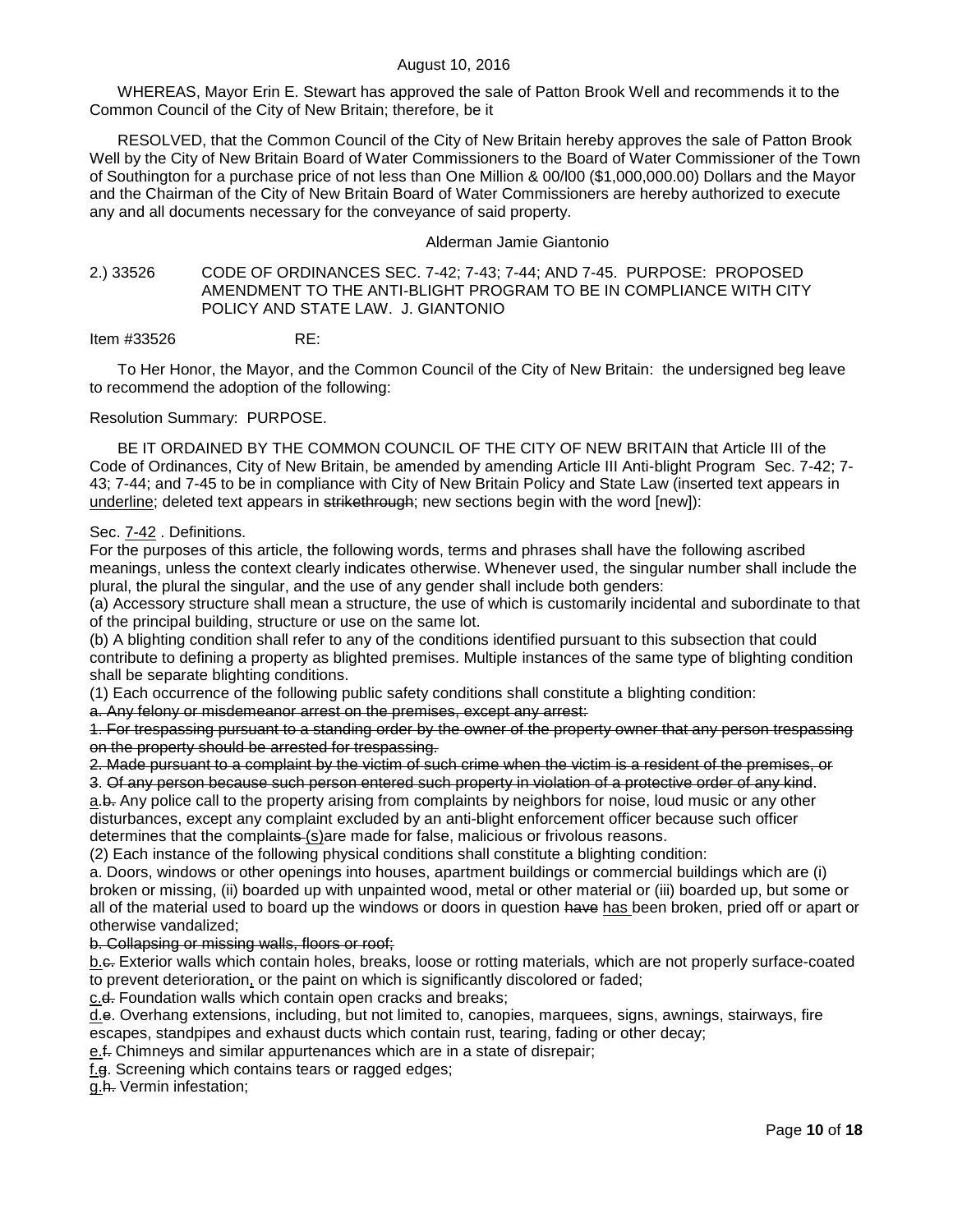WHEREAS, Mayor Erin E. Stewart has approved the sale of Patton Brook Well and recommends it to the Common Council of the City of New Britain; therefore, be it

RESOLVED, that the Common Council of the City of New Britain hereby approves the sale of Patton Brook Well by the City of New Britain Board of Water Commissioners to the Board of Water Commissioner of the Town of Southington for a purchase price of not less than One Million & 00/l00 ($1,000,000.00) Dollars and the Mayor and the Chairman of the City of New Britain Board of Water Commissioners are hereby authorized to execute any and all documents necessary for the conveyance of said property.

Alderman Jamie Giantonio

2.) 33526 CODE OF ORDINANCES SEC. 7-42; 7-43; 7-44; AND 7-45. PURPOSE: PROPOSED AMENDMENT TO THE ANTI-BLIGHT PROGRAM TO BE IN COMPLIANCE WITH CITY POLICY AND STATE LAW. J. GIANTONIO

Item #33526 RE:

To Her Honor, the Mayor, and the Common Council of the City of New Britain: the undersigned beg leave to recommend the adoption of the following:

Resolution Summary: PURPOSE.

BE IT ORDAINED BY THE COMMON COUNCIL OF THE CITY OF NEW BRITAIN that Article III of the Code of Ordinances, City of New Britain, be amended by amending Article III Anti-blight Program Sec. 7-42; 7-43; 7-44; and 7-45 to be in compliance with City of New Britain Policy and State Law (inserted text appears in <u>underline</u>; deleted text appears in ~~strikethrough~~; new sections begin with the word [new]):

Sec. <u>7-42</u> . Definitions.

For the purposes of this article, the following words, terms and phrases shall have the following ascribed meanings, unless the context clearly indicates otherwise. Whenever used, the singular number shall include the plural, the plural the singular, and the use of any gender shall include both genders:

(a) Accessory structure shall mean a structure, the use of which is customarily incidental and subordinate to that of the principal building, structure or use on the same lot.

(b) A blighting condition shall refer to any of the conditions identified pursuant to this subsection that could contribute to defining a property as blighted premises. Multiple instances of the same type of blighting condition shall be separate blighting conditions.

(1) Each occurrence of the following public safety conditions shall constitute a blighting condition:

~~a. Any felony or misdemeanor arrest on the premises, except any arrest:~~

~~1. For trespassing pursuant to a standing order by the owner of the property owner that any person trespassing on the property should be arrested for trespassing.~~

~~2. Made pursuant to a complaint by the victim of such crime when the victim is a resident of the premises, or~~

~~3. Of any person because such person entered such property in violation of a protective order of any kind.~~

<u>a.</u>~~b.~~ Any police call to the property arising from complaints by neighbors for noise, loud music or any other disturbances, except any complaint excluded by an anti-blight enforcement officer because such officer determines that the complaint~~s~~ <u>(s)</u>are made for false, malicious or frivolous reasons.

(2) Each instance of the following physical conditions shall constitute a blighting condition:

a. Doors, windows or other openings into houses, apartment buildings or commercial buildings which are (i) broken or missing, (ii) boarded up with unpainted wood, metal or other material or (iii) boarded up, but some or all of the material used to board up the windows or doors in question ~~have~~ <u>has</u> been broken, pried off or apart or otherwise vandalized;

~~b. Collapsing or missing walls, floors or roof;~~

<u>b.</u>~~c.~~ Exterior walls which contain holes, breaks, loose or rotting materials, which are not properly surface-coated to prevent deterioration<u>,</u> or the paint on which is significantly discolored or faded;

<u>c.</u>~~d.~~ Foundation walls which contain open cracks and breaks;

<u>d.</u>~~e.~~ Overhang extensions, including, but not limited to, canopies, marquees, signs, awnings, stairways, fire escapes, standpipes and exhaust ducts which contain rust, tearing, fading or other decay;

<u>e.</u>~~f.~~ Chimneys and similar appurtenances which are in a state of disrepair;

<u>f.</u>~~g.~~ Screening which contains tears or ragged edges;

<u>g.</u>~~h.~~ Vermin infestation;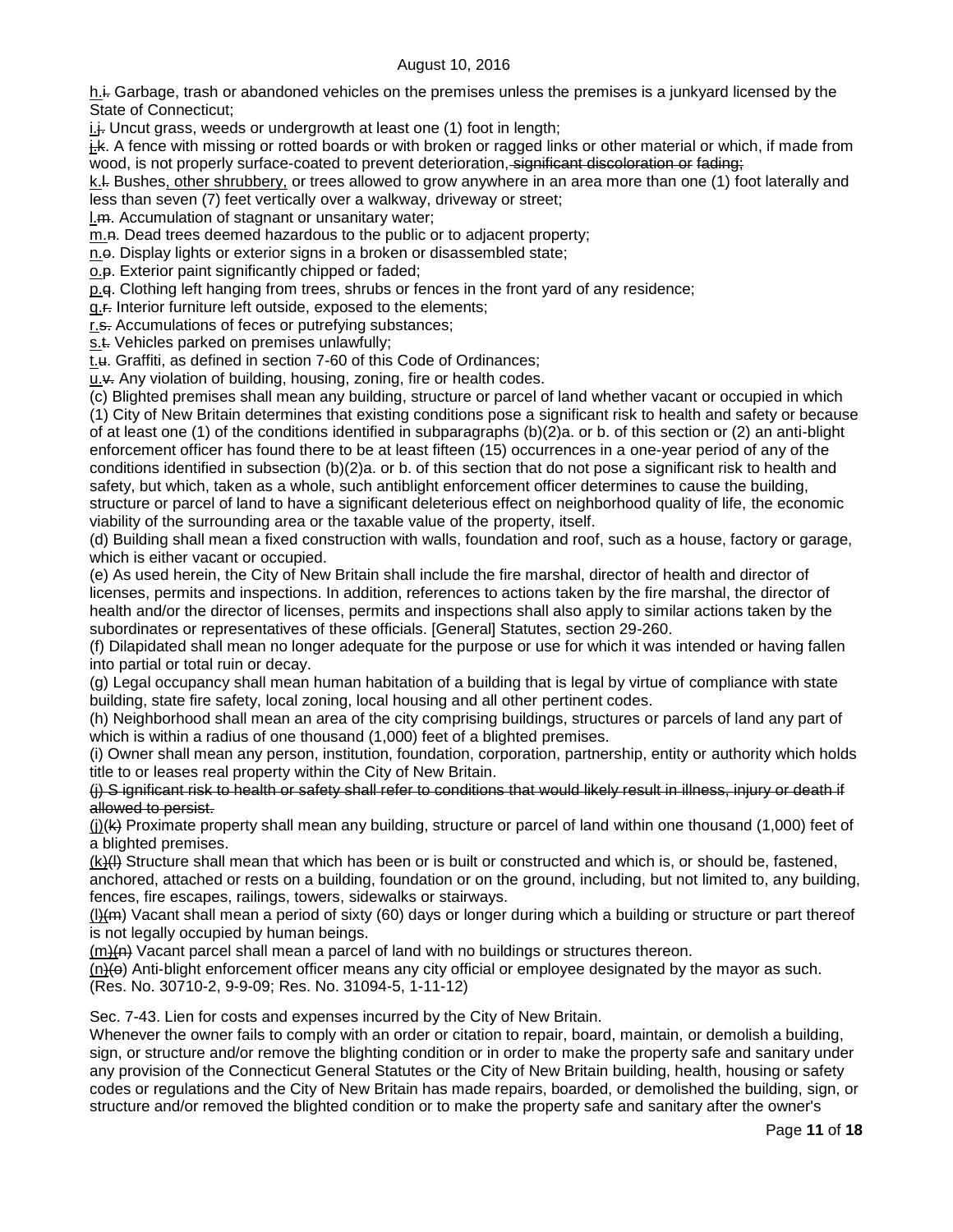<u>h.</u>~~i.~~ Garbage, trash or abandoned vehicles on the premises unless the premises is a junkyard licensed by the State of Connecticut;

<u>i.</u>~~j.~~ Uncut grass, weeds or undergrowth at least one (1) foot in length;

<u>j.</u>~~k.~~ A fence with missing or rotted boards or with broken or ragged links or other material or which, if made from wood, is not properly surface-coated to prevent deterioration~~, significant discoloration or~~ fading;

<u>k.</u>~~l.~~ Bushes<u>, other shrubbery,</u> or trees allowed to grow anywhere in an area more than one (1) foot laterally and less than seven (7) feet vertically over a walkway, driveway or street;

<u>l.</u>~~m.~~ Accumulation of stagnant or unsanitary water;

<u>m.</u>~~n.~~ Dead trees deemed hazardous to the public or to adjacent property;

<u>n.</u>~~o.~~ Display lights or exterior signs in a broken or disassembled state;

<u>o.</u>~~p.~~ Exterior paint significantly chipped or faded;

<u>p.</u>~~q.~~ Clothing left hanging from trees, shrubs or fences in the front yard of any residence;

<u>q.</u>~~r.~~ Interior furniture left outside, exposed to the elements;

<u>r.</u>~~s.~~ Accumulations of feces or putrefying substances;

<u>s.</u>~~t.~~ Vehicles parked on premises unlawfully;

<u>t.</u>~~u.~~ Graffiti, as defined in section 7-60 of this Code of Ordinances;

<u>u.</u>~~v.~~ Any violation of building, housing, zoning, fire or health codes.

(c) Blighted premises shall mean any building, structure or parcel of land whether vacant or occupied in which (1) City of New Britain determines that existing conditions pose a significant risk to health and safety or because of at least one (1) of the conditions identified in subparagraphs (b)(2)a. or b. of this section or (2) an anti-blight enforcement officer has found there to be at least fifteen (15) occurrences in a one-year period of any of the conditions identified in subsection (b)(2)a. or b. of this section that do not pose a significant risk to health and safety, but which, taken as a whole, such antiblight enforcement officer determines to cause the building, structure or parcel of land to have a significant deleterious effect on neighborhood quality of life, the economic viability of the surrounding area or the taxable value of the property, itself.

(d) Building shall mean a fixed construction with walls, foundation and roof, such as a house, factory or garage, which is either vacant or occupied.

(e) As used herein, the City of New Britain shall include the fire marshal, director of health and director of licenses, permits and inspections. In addition, references to actions taken by the fire marshal, the director of health and/or the director of licenses, permits and inspections shall also apply to similar actions taken by the subordinates or representatives of these officials. [General] Statutes, section 29-260.

(f) Dilapidated shall mean no longer adequate for the purpose or use for which it was intended or having fallen into partial or total ruin or decay.

(g) Legal occupancy shall mean human habitation of a building that is legal by virtue of compliance with state building, state fire safety, local zoning, local housing and all other pertinent codes.

(h) Neighborhood shall mean an area of the city comprising buildings, structures or parcels of land any part of which is within a radius of one thousand (1,000) feet of a blighted premises.

(i) Owner shall mean any person, institution, foundation, corporation, partnership, entity or authority which holds title to or leases real property within the City of New Britain.

~~(j) S ignificant risk to health or safety shall refer to conditions that would likely result in illness, injury or death if allowed to persist.~~

<u>(j)</u>~~(k)~~ Proximate property shall mean any building, structure or parcel of land within one thousand (1,000) feet of a blighted premises.

<u>(k)</u>~~(l)~~ Structure shall mean that which has been or is built or constructed and which is, or should be, fastened, anchored, attached or rests on a building, foundation or on the ground, including, but not limited to, any building, fences, fire escapes, railings, towers, sidewalks or stairways.

<u>(l)</u>~~(m)~~ Vacant shall mean a period of sixty (60) days or longer during which a building or structure or part thereof is not legally occupied by human beings.

<u>(m)</u>~~(n)~~ Vacant parcel shall mean a parcel of land with no buildings or structures thereon.

<u>(n)</u>~~(o)~~ Anti-blight enforcement officer means any city official or employee designated by the mayor as such.
(Res. No. 30710-2, 9-9-09; Res. No. 31094-5, 1-11-12)

Sec. 7-43. Lien for costs and expenses incurred by the City of New Britain.

Whenever the owner fails to comply with an order or citation to repair, board, maintain, or demolish a building, sign, or structure and/or remove the blighting condition or in order to make the property safe and sanitary under any provision of the Connecticut General Statutes or the City of New Britain building, health, housing or safety codes or regulations and the City of New Britain has made repairs, boarded, or demolished the building, sign, or structure and/or removed the blighted condition or to make the property safe and sanitary after the owner's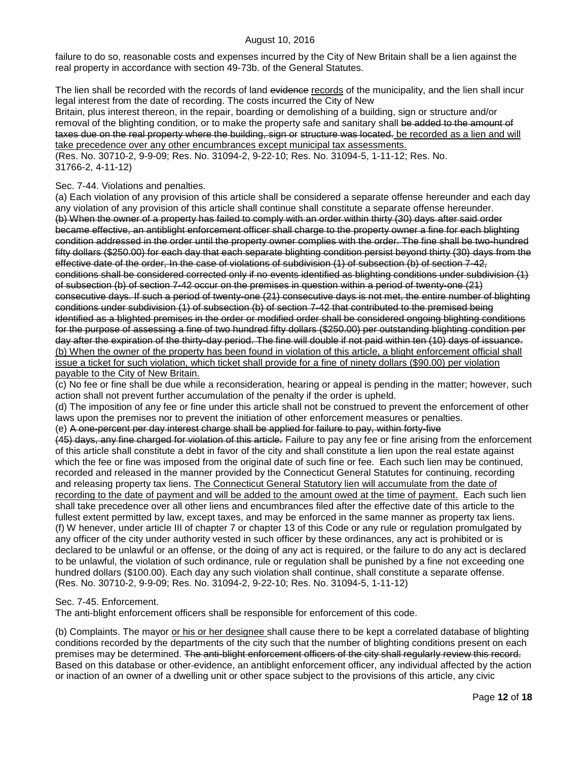failure to do so, reasonable costs and expenses incurred by the City of New Britain shall be a lien against the real property in accordance with section 49-73b. of the General Statutes.

The lien shall be recorded with the records of land ~~evidence~~ <u>records</u> of the municipality, and the lien shall incur legal interest from the date of recording. The costs incurred the City of New Britain, plus interest thereon, in the repair, boarding or demolishing of a building, sign or structure and/or removal of the blighting condition, or to make the property safe and sanitary shall ~~be added to the amount of taxes due on the real property where the building, sign or structure was located.~~ <u>be recorded as a lien and will take precedence over any other encumbrances except municipal tax assessments.</u>
(Res. No. 30710-2, 9-9-09; Res. No. 31094-2, 9-22-10; Res. No. 31094-5, 1-11-12; Res. No. 31766-2, 4-11-12)

Sec. 7-44. Violations and penalties.

(a) Each violation of any provision of this article shall be considered a separate offense hereunder and each day any violation of any provision of this article shall continue shall constitute a separate offense hereunder.
~~(b) When the owner of a property has failed to comply with an order within thirty (30) days after said order became effective, an antiblight enforcement officer shall charge to the property owner a fine for each blighting condition addressed in the order until the property owner complies with the order. The fine shall be two-hundred fifty dollars ($250.00) for each day that each separate blighting condition persist beyond thirty (30) days from the effective date of the order, In the case of violations of subdivision (1) of subsection (b) of section 7-42, conditions shall be considered corrected only if no events identified as blighting conditions under subdivision (1) of subsection (b) of section 7-42 occur on the premises in question within a period of twenty-one (21) consecutive days. If such a period of twenty-one (21) consecutive days is not met, the entire number of blighting conditions under subdivision (1) of subsection (b) of section 7-42 that contributed to the premised being identified as a blighted premises in the order or modified order shall be considered ongoing blighting conditions for the purpose of assessing a fine of two hundred fifty dollars ($250.00) per outstanding blighting condition per day after the expiration of the thirty-day period. The fine will double if not paid within ten (10) days of issuance.~~
<u>(b) When the owner of the property has been found in violation of this article, a blight enforcement official shall issue a ticket for such violation, which ticket shall provide for a fine of ninety dollars ($90.00) per violation payable to the City of New Britain.</u>
(c) No fee or fine shall be due while a reconsideration, hearing or appeal is pending in the matter; however, such action shall not prevent further accumulation of the penalty if the order is upheld.
(d) The imposition of any fee or fine under this article shall not be construed to prevent the enforcement of other laws upon the premises nor to prevent the initiation of other enforcement measures or penalties.
(e) ~~A one-percent per day interest charge shall be applied for failure to pay, within forty-five (45) days, any fine charged for violation of this article.~~ Failure to pay any fee or fine arising from the enforcement of this article shall constitute a debt in favor of the city and shall constitute a lien upon the real estate against which the fee or fine was imposed from the original date of such fine or fee. Each such lien may be continued, recorded and released in the manner provided by the Connecticut General Statutes for continuing, recording and releasing property tax liens. <u>The Connecticut General Statutory lien will accumulate from the date of recording to the date of payment and will be added to the amount owed at the time of payment.</u> Each such lien shall take precedence over all other liens and encumbrances filed after the effective date of this article to the fullest extent permitted by law, except taxes, and may be enforced in the same manner as property tax liens.
(f) W henever, under article III of chapter 7 or chapter 13 of this Code or any rule or regulation promulgated by any officer of the city under authority vested in such officer by these ordinances, any act is prohibited or is declared to be unlawful or an offense, or the doing of any act is required, or the failure to do any act is declared to be unlawful, the violation of such ordinance, rule or regulation shall be punished by a fine not exceeding one hundred dollars ($100.00). Each day any such violation shall continue, shall constitute a separate offense.
(Res. No. 30710-2, 9-9-09; Res. No. 31094-2, 9-22-10; Res. No. 31094-5, 1-11-12)

Sec. 7-45. Enforcement.

The anti-blight enforcement officers shall be responsible for enforcement of this code.

(b) Complaints. The mayor <u>or his or her designee</u> shall cause there to be kept a correlated database of blighting conditions recorded by the departments of the city such that the number of blighting conditions present on each premises may be determined. ~~The anti-blight enforcement officers of the city shall regularly review this record.~~ Based on this database or other evidence, an antiblight enforcement officer, any individual affected by the action or inaction of an owner of a dwelling unit or other space subject to the provisions of this article, any civic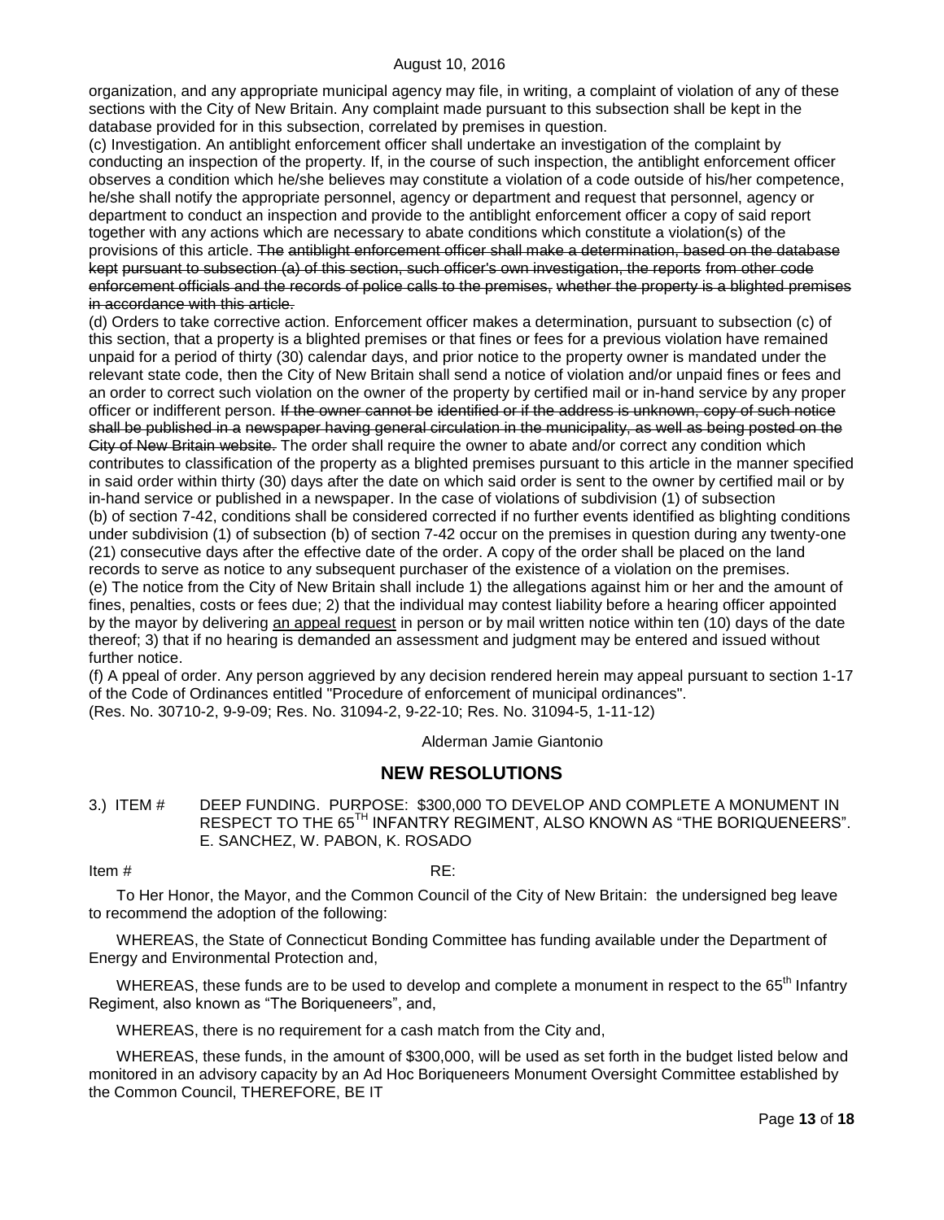organization, and any appropriate municipal agency may file, in writing, a complaint of violation of any of these sections with the City of New Britain. Any complaint made pursuant to this subsection shall be kept in the database provided for in this subsection, correlated by premises in question.

(c) Investigation. An antiblight enforcement officer shall undertake an investigation of the complaint by conducting an inspection of the property. If, in the course of such inspection, the antiblight enforcement officer observes a condition which he/she believes may constitute a violation of a code outside of his/her competence, he/she shall notify the appropriate personnel, agency or department and request that personnel, agency or department to conduct an inspection and provide to the antiblight enforcement officer a copy of said report together with any actions which are necessary to abate conditions which constitute a violation(s) of the provisions of this article. ~~The antiblight enforcement officer shall make a determination, based on the database kept pursuant to subsection (a) of this section, such officer's own investigation, the reports from other code enforcement officials and the records of police calls to the premises, whether the property is a blighted premises in accordance with this article.~~

(d) Orders to take corrective action. Enforcement officer makes a determination, pursuant to subsection (c) of this section, that a property is a blighted premises or that fines or fees for a previous violation have remained unpaid for a period of thirty (30) calendar days, and prior notice to the property owner is mandated under the relevant state code, then the City of New Britain shall send a notice of violation and/or unpaid fines or fees and an order to correct such violation on the owner of the property by certified mail or in-hand service by any proper officer or indifferent person. ~~If the owner cannot be identified or if the address is unknown, copy of such notice shall be published in a newspaper having general circulation in the municipality, as well as being posted on the City of New Britain website.~~ The order shall require the owner to abate and/or correct any condition which contributes to classification of the property as a blighted premises pursuant to this article in the manner specified in said order within thirty (30) days after the date on which said order is sent to the owner by certified mail or by in-hand service or published in a newspaper. In the case of violations of subdivision (1) of subsection (b) of section 7-42, conditions shall be considered corrected if no further events identified as blighting conditions under subdivision (1) of subsection (b) of section 7-42 occur on the premises in question during any twenty-one (21) consecutive days after the effective date of the order. A copy of the order shall be placed on the land records to serve as notice to any subsequent purchaser of the existence of a violation on the premises.

(e) The notice from the City of New Britain shall include 1) the allegations against him or her and the amount of fines, penalties, costs or fees due; 2) that the individual may contest liability before a hearing officer appointed by the mayor by delivering <u>an appeal request</u> in person or by mail written notice within ten (10) days of the date thereof; 3) that if no hearing is demanded an assessment and judgment may be entered and issued without further notice.

(f) A ppeal of order. Any person aggrieved by any decision rendered herein may appeal pursuant to section 1-17 of the Code of Ordinances entitled "Procedure of enforcement of municipal ordinances".

(Res. No. 30710-2, 9-9-09; Res. No. 31094-2, 9-22-10; Res. No. 31094-5, 1-11-12)

Alderman Jamie Giantonio

## NEW RESOLUTIONS

3.) ITEM # DEEP FUNDING. PURPOSE: \$300,000 TO DEVELOP AND COMPLETE A MONUMENT IN RESPECT TO THE 65TH INFANTRY REGIMENT, ALSO KNOWN AS "THE BORIQUENEERS". E. SANCHEZ, W. PABON, K. ROSADO

Item # RE:

To Her Honor, the Mayor, and the Common Council of the City of New Britain: the undersigned beg leave to recommend the adoption of the following:

WHEREAS, the State of Connecticut Bonding Committee has funding available under the Department of Energy and Environmental Protection and,

WHEREAS, these funds are to be used to develop and complete a monument in respect to the 65th Infantry Regiment, also known as "The Boriqueneers", and,

WHEREAS, there is no requirement for a cash match from the City and,

WHEREAS, these funds, in the amount of \$300,000, will be used as set forth in the budget listed below and monitored in an advisory capacity by an Ad Hoc Boriqueneers Monument Oversight Committee established by the Common Council, THEREFORE, BE IT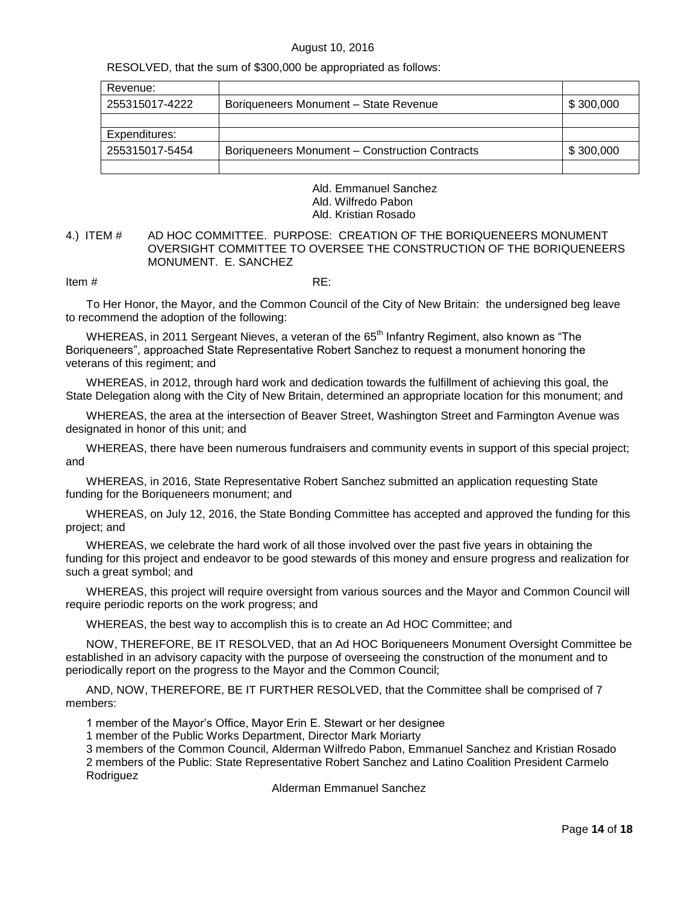August 10, 2016

RESOLVED, that the sum of $300,000 be appropriated as follows:

| Revenue: | | |
|---|---|---|
| 255315017-4222 | Boriqueneers Monument – State Revenue | \$ 300,000 |
| | | |
| Expenditures: | | |
| 255315017-5454 | Boriqueneers Monument – Construction Contracts | \$ 300,000 |
| | | |

Ald. Emmanuel Sanchez
Ald. Wilfredo Pabon
Ald. Kristian Rosado

4.) ITEM # AD HOC COMMITTEE. PURPOSE: CREATION OF THE BORIQUENEERS MONUMENT OVERSIGHT COMMITTEE TO OVERSEE THE CONSTRUCTION OF THE BORIQUENEERS MONUMENT. E. SANCHEZ

Item # RE:

To Her Honor, the Mayor, and the Common Council of the City of New Britain: the undersigned beg leave to recommend the adoption of the following:

WHEREAS, in 2011 Sergeant Nieves, a veteran of the 65th Infantry Regiment, also known as "The Boriqueneers", approached State Representative Robert Sanchez to request a monument honoring the veterans of this regiment; and

WHEREAS, in 2012, through hard work and dedication towards the fulfillment of achieving this goal, the State Delegation along with the City of New Britain, determined an appropriate location for this monument; and

WHEREAS, the area at the intersection of Beaver Street, Washington Street and Farmington Avenue was designated in honor of this unit; and

WHEREAS, there have been numerous fundraisers and community events in support of this special project; and

WHEREAS, in 2016, State Representative Robert Sanchez submitted an application requesting State funding for the Boriqueneers monument; and

WHEREAS, on July 12, 2016, the State Bonding Committee has accepted and approved the funding for this project; and

WHEREAS, we celebrate the hard work of all those involved over the past five years in obtaining the funding for this project and endeavor to be good stewards of this money and ensure progress and realization for such a great symbol; and

WHEREAS, this project will require oversight from various sources and the Mayor and Common Council will require periodic reports on the work progress; and

WHEREAS, the best way to accomplish this is to create an Ad HOC Committee; and

NOW, THEREFORE, BE IT RESOLVED, that an Ad HOC Boriqueneers Monument Oversight Committee be established in an advisory capacity with the purpose of overseeing the construction of the monument and to periodically report on the progress to the Mayor and the Common Council;

AND, NOW, THEREFORE, BE IT FURTHER RESOLVED, that the Committee shall be comprised of 7 members:

1 member of the Mayor's Office, Mayor Erin E. Stewart or her designee
1 member of the Public Works Department, Director Mark Moriarty
3 members of the Common Council, Alderman Wilfredo Pabon, Emmanuel Sanchez and Kristian Rosado
2 members of the Public: State Representative Robert Sanchez and Latino Coalition President Carmelo Rodriguez

Alderman Emmanuel Sanchez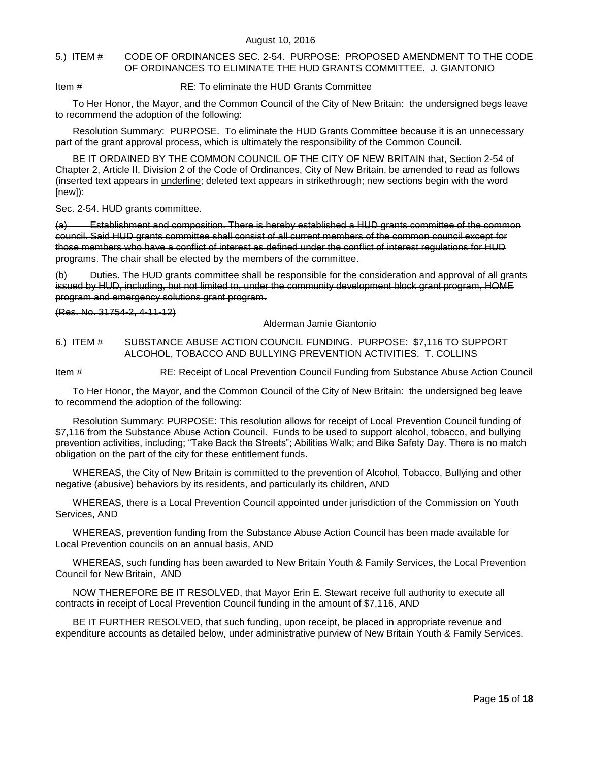August 10, 2016

5.) ITEM # CODE OF ORDINANCES SEC. 2-54. PURPOSE: PROPOSED AMENDMENT TO THE CODE OF ORDINANCES TO ELIMINATE THE HUD GRANTS COMMITTEE. J. GIANTONIO

Item # RE: To eliminate the HUD Grants Committee

To Her Honor, the Mayor, and the Common Council of the City of New Britain: the undersigned begs leave to recommend the adoption of the following:

Resolution Summary: PURPOSE. To eliminate the HUD Grants Committee because it is an unnecessary part of the grant approval process, which is ultimately the responsibility of the Common Council.

BE IT ORDAINED BY THE COMMON COUNCIL OF THE CITY OF NEW BRITAIN that, Section 2-54 of Chapter 2, Article II, Division 2 of the Code of Ordinances, City of New Britain, be amended to read as follows (inserted text appears in <u>underline</u>; deleted text appears in ~~strikethrough~~; new sections begin with the word [new]):

~~Sec. 2-54. HUD grants committee~~.

~~(a) Establishment and composition. There is hereby established a HUD grants committee of the common council. Said HUD grants committee shall consist of all current members of the common council except for those members who have a conflict of interest as defined under the conflict of interest regulations for HUD programs. The chair shall be elected by the members of the committee~~.

~~(b) Duties. The HUD grants committee shall be responsible for the consideration and approval of all grants issued by HUD, including, but not limited to, under the community development block grant program, HOME program and emergency solutions grant program.~~

~~(Res. No. 31754-2, 4-11-12)~~

Alderman Jamie Giantonio

6.) ITEM # SUBSTANCE ABUSE ACTION COUNCIL FUNDING. PURPOSE: $7,116 TO SUPPORT ALCOHOL, TOBACCO AND BULLYING PREVENTION ACTIVITIES. T. COLLINS

Item # RE: Receipt of Local Prevention Council Funding from Substance Abuse Action Council

To Her Honor, the Mayor, and the Common Council of the City of New Britain: the undersigned beg leave to recommend the adoption of the following:

Resolution Summary: PURPOSE: This resolution allows for receipt of Local Prevention Council funding of $7,116 from the Substance Abuse Action Council. Funds to be used to support alcohol, tobacco, and bullying prevention activities, including; "Take Back the Streets"; Abilities Walk; and Bike Safety Day. There is no match obligation on the part of the city for these entitlement funds.

WHEREAS, the City of New Britain is committed to the prevention of Alcohol, Tobacco, Bullying and other negative (abusive) behaviors by its residents, and particularly its children, AND

WHEREAS, there is a Local Prevention Council appointed under jurisdiction of the Commission on Youth Services, AND

WHEREAS, prevention funding from the Substance Abuse Action Council has been made available for Local Prevention councils on an annual basis, AND

WHEREAS, such funding has been awarded to New Britain Youth & Family Services, the Local Prevention Council for New Britain, AND

NOW THEREFORE BE IT RESOLVED, that Mayor Erin E. Stewart receive full authority to execute all contracts in receipt of Local Prevention Council funding in the amount of $7,116, AND

BE IT FURTHER RESOLVED, that such funding, upon receipt, be placed in appropriate revenue and expenditure accounts as detailed below, under administrative purview of New Britain Youth & Family Services.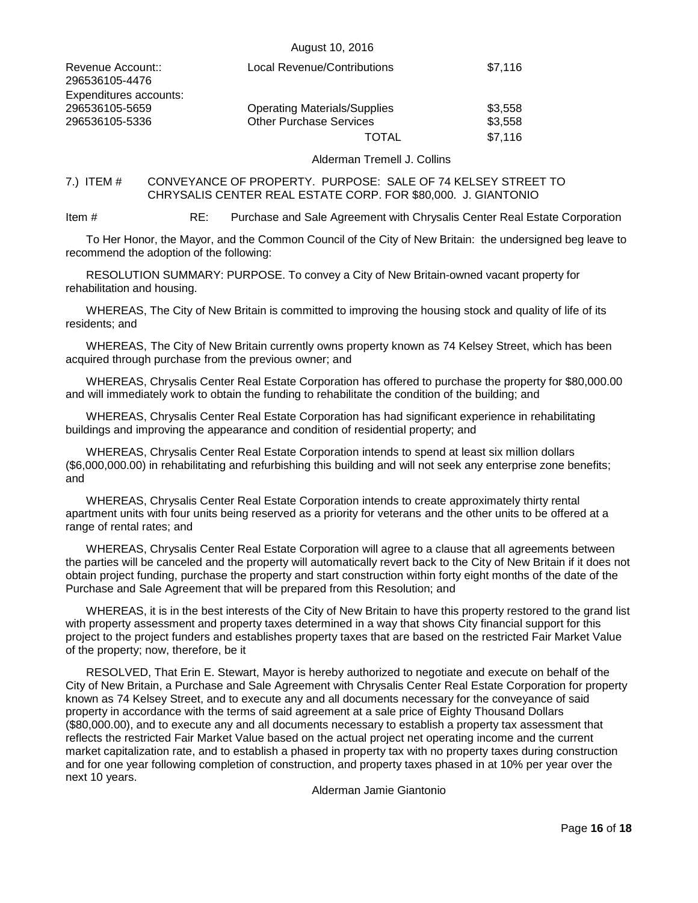August 10, 2016

| | | |
|---|---|---|
| Revenue Account:: 296536105-4476 | Local Revenue/Contributions | $7,116 |
| Expenditures accounts: | | |
| 296536105-5659 | Operating Materials/Supplies | $3,558 |
| 296536105-5336 | Other Purchase Services | $3,558 |
| | TOTAL | $7,116 |

Alderman Tremell J. Collins

7.) ITEM # CONVEYANCE OF PROPERTY. PURPOSE: SALE OF 74 KELSEY STREET TO CHRYSALIS CENTER REAL ESTATE CORP. FOR $80,000. J. GIANTONIO

Item # RE: Purchase and Sale Agreement with Chrysalis Center Real Estate Corporation

To Her Honor, the Mayor, and the Common Council of the City of New Britain: the undersigned beg leave to recommend the adoption of the following:

RESOLUTION SUMMARY: PURPOSE. To convey a City of New Britain-owned vacant property for rehabilitation and housing.

WHEREAS, The City of New Britain is committed to improving the housing stock and quality of life of its residents; and

WHEREAS, The City of New Britain currently owns property known as 74 Kelsey Street, which has been acquired through purchase from the previous owner; and

WHEREAS, Chrysalis Center Real Estate Corporation has offered to purchase the property for $80,000.00 and will immediately work to obtain the funding to rehabilitate the condition of the building; and

WHEREAS, Chrysalis Center Real Estate Corporation has had significant experience in rehabilitating buildings and improving the appearance and condition of residential property; and

WHEREAS, Chrysalis Center Real Estate Corporation intends to spend at least six million dollars ($6,000,000.00) in rehabilitating and refurbishing this building and will not seek any enterprise zone benefits; and

WHEREAS, Chrysalis Center Real Estate Corporation intends to create approximately thirty rental apartment units with four units being reserved as a priority for veterans and the other units to be offered at a range of rental rates; and

WHEREAS, Chrysalis Center Real Estate Corporation will agree to a clause that all agreements between the parties will be canceled and the property will automatically revert back to the City of New Britain if it does not obtain project funding, purchase the property and start construction within forty eight months of the date of the Purchase and Sale Agreement that will be prepared from this Resolution; and

WHEREAS, it is in the best interests of the City of New Britain to have this property restored to the grand list with property assessment and property taxes determined in a way that shows City financial support for this project to the project funders and establishes property taxes that are based on the restricted Fair Market Value of the property; now, therefore, be it

RESOLVED, That Erin E. Stewart, Mayor is hereby authorized to negotiate and execute on behalf of the City of New Britain, a Purchase and Sale Agreement with Chrysalis Center Real Estate Corporation for property known as 74 Kelsey Street, and to execute any and all documents necessary for the conveyance of said property in accordance with the terms of said agreement at a sale price of Eighty Thousand Dollars ($80,000.00), and to execute any and all documents necessary to establish a property tax assessment that reflects the restricted Fair Market Value based on the actual project net operating income and the current market capitalization rate, and to establish a phased in property tax with no property taxes during construction and for one year following completion of construction, and property taxes phased in at 10% per year over the next 10 years.

Alderman Jamie Giantonio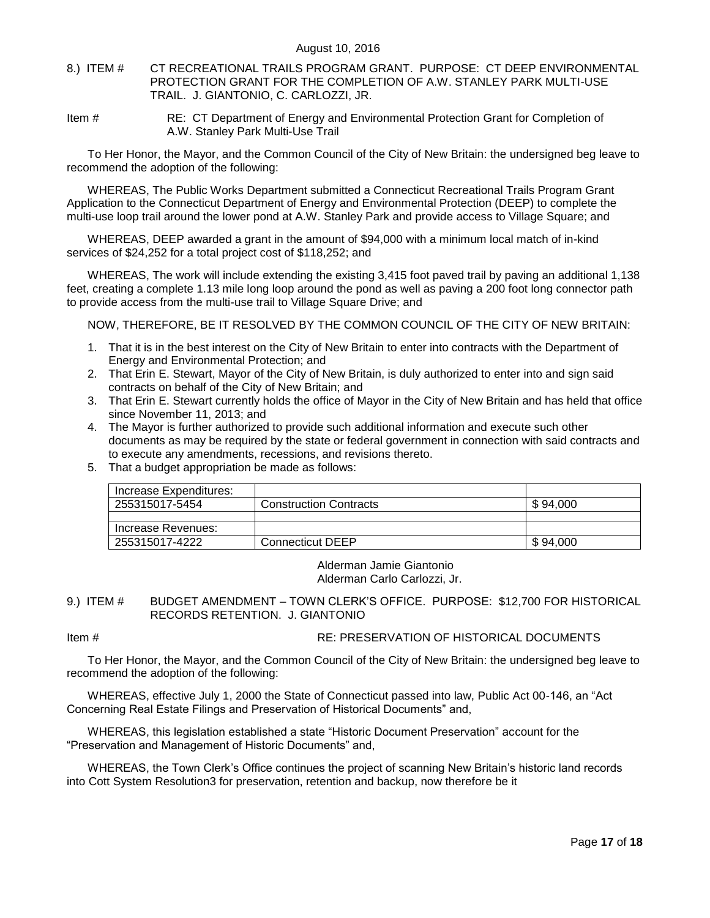August 10, 2016

8.) ITEM # CT RECREATIONAL TRAILS PROGRAM GRANT. PURPOSE: CT DEEP ENVIRONMENTAL PROTECTION GRANT FOR THE COMPLETION OF A.W. STANLEY PARK MULTI-USE TRAIL. J. GIANTONIO, C. CARLOZZI, JR.

Item # RE: CT Department of Energy and Environmental Protection Grant for Completion of A.W. Stanley Park Multi-Use Trail

To Her Honor, the Mayor, and the Common Council of the City of New Britain: the undersigned beg leave to recommend the adoption of the following:

WHEREAS, The Public Works Department submitted a Connecticut Recreational Trails Program Grant Application to the Connecticut Department of Energy and Environmental Protection (DEEP) to complete the multi-use loop trail around the lower pond at A.W. Stanley Park and provide access to Village Square; and

WHEREAS, DEEP awarded a grant in the amount of $94,000 with a minimum local match of in-kind services of $24,252 for a total project cost of $118,252; and

WHEREAS, The work will include extending the existing 3,415 foot paved trail by paving an additional 1,138 feet, creating a complete 1.13 mile long loop around the pond as well as paving a 200 foot long connector path to provide access from the multi-use trail to Village Square Drive; and

NOW, THEREFORE, BE IT RESOLVED BY THE COMMON COUNCIL OF THE CITY OF NEW BRITAIN:

1. That it is in the best interest on the City of New Britain to enter into contracts with the Department of Energy and Environmental Protection; and
2. That Erin E. Stewart, Mayor of the City of New Britain, is duly authorized to enter into and sign said contracts on behalf of the City of New Britain; and
3. That Erin E. Stewart currently holds the office of Mayor in the City of New Britain and has held that office since November 11, 2013; and
4. The Mayor is further authorized to provide such additional information and execute such other documents as may be required by the state or federal government in connection with said contracts and to execute any amendments, recessions, and revisions thereto.
5. That a budget appropriation be made as follows:

| Increase Expenditures: | | |
|---|---|---|
| 255315017-5454 | Construction Contracts | $ 94,000 |
| | | |
| Increase Revenues: | | |
| 255315017-4222 | Connecticut DEEP | $ 94,000 |

Alderman Jamie Giantonio
Alderman Carlo Carlozzi, Jr.

9.) ITEM # BUDGET AMENDMENT – TOWN CLERK'S OFFICE. PURPOSE: $12,700 FOR HISTORICAL RECORDS RETENTION. J. GIANTONIO

Item # RE: PRESERVATION OF HISTORICAL DOCUMENTS

To Her Honor, the Mayor, and the Common Council of the City of New Britain: the undersigned beg leave to recommend the adoption of the following:

WHEREAS, effective July 1, 2000 the State of Connecticut passed into law, Public Act 00-146, an "Act Concerning Real Estate Filings and Preservation of Historical Documents" and,

WHEREAS, this legislation established a state "Historic Document Preservation" account for the "Preservation and Management of Historic Documents" and,

WHEREAS, the Town Clerk's Office continues the project of scanning New Britain's historic land records into Cott System Resolution3 for preservation, retention and backup, now therefore be it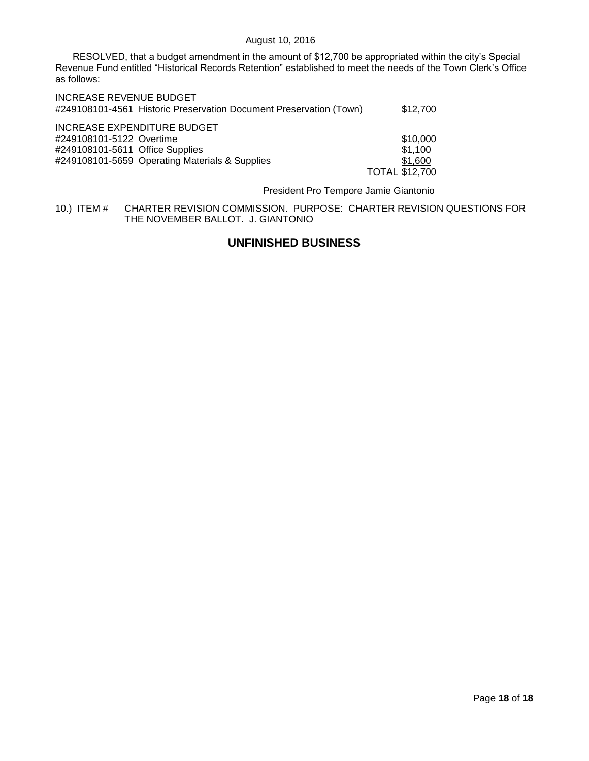August 10, 2016

RESOLVED, that a budget amendment in the amount of $12,700 be appropriated within the city's Special Revenue Fund entitled "Historical Records Retention" established to meet the needs of the Town Clerk's Office as follows:

INCREASE REVENUE BUDGET

| | |
|---|---|
| #249108101-4561 Historic Preservation Document Preservation (Town) | $12,700 |

INCREASE EXPENDITURE BUDGET

| | |
|---|---|
| #249108101-5122 Overtime | $10,000 |
| #249108101-5611 Office Supplies | $1,100 |
| #249108101-5659 Operating Materials & Supplies | $1,600 |
| | TOTAL $12,700 |

President Pro Tempore Jamie Giantonio

10.) ITEM # CHARTER REVISION COMMISSION. PURPOSE: CHARTER REVISION QUESTIONS FOR THE NOVEMBER BALLOT. J. GIANTONIO

## UNFINISHED BUSINESS